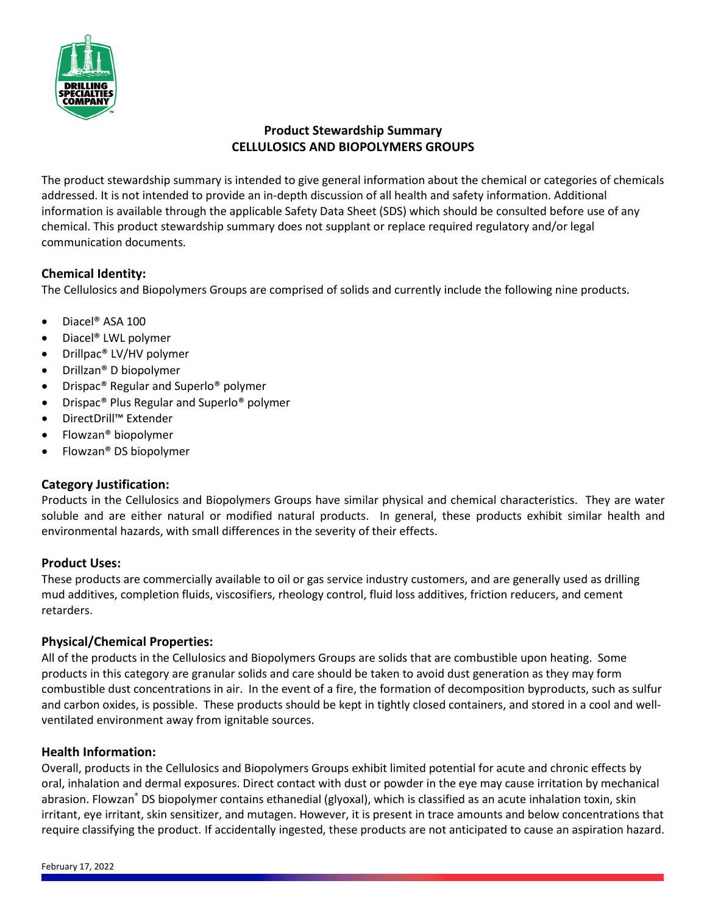# Product Stewardship Summary
# CELLULOSICS AND BIOPOLYMERS GROUPS

The product stewardship summary is intended to give general information about the chemical or categories of chemicals addressed. It is not intended to provide an in-depth discussion of all health and safety information. Additional information is available through the applicable Safety Data Sheet (SDS) which should be consulted before use of any chemical. This product stewardship summary does not supplant or replace required regulatory and/or legal communication documents.

## Chemical Identity:

The Cellulosics and Biopolymers Groups are comprised of solids and currently include the following nine products.

- Diacel® ASA 100
- Diacel® LWL polymer
- Drillpac® LV/HV polymer
- Drillzan® D biopolymer
- Drispac® Regular and Superlo® polymer
- Drispac® Plus Regular and Superlo® polymer
- DirectDrill™ Extender
- Flowzan® biopolymer
- Flowzan® DS biopolymer

## Category Justification:

Products in the Cellulosics and Biopolymers Groups have similar physical and chemical characteristics. They are water soluble and are either natural or modified natural products. In general, these products exhibit similar health and environmental hazards, with small differences in the severity of their effects.

## Product Uses:

These products are commercially available to oil or gas service industry customers, and are generally used as drilling mud additives, completion fluids, viscosifiers, rheology control, fluid loss additives, friction reducers, and cement retarders.

## Physical/Chemical Properties:

All of the products in the Cellulosics and Biopolymers Groups are solids that are combustible upon heating. Some products in this category are granular solids and care should be taken to avoid dust generation as they may form combustible dust concentrations in air. In the event of a fire, the formation of decomposition byproducts, such as sulfur and carbon oxides, is possible. These products should be kept in tightly closed containers, and stored in a cool and well-ventilated environment away from ignitable sources.

## Health Information:

Overall, products in the Cellulosics and Biopolymers Groups exhibit limited potential for acute and chronic effects by oral, inhalation and dermal exposures. Direct contact with dust or powder in the eye may cause irritation by mechanical abrasion. Flowzan® DS biopolymer contains ethanedial (glyoxal), which is classified as an acute inhalation toxin, skin irritant, eye irritant, skin sensitizer, and mutagen. However, it is present in trace amounts and below concentrations that require classifying the product. If accidentally ingested, these products are not anticipated to cause an aspiration hazard.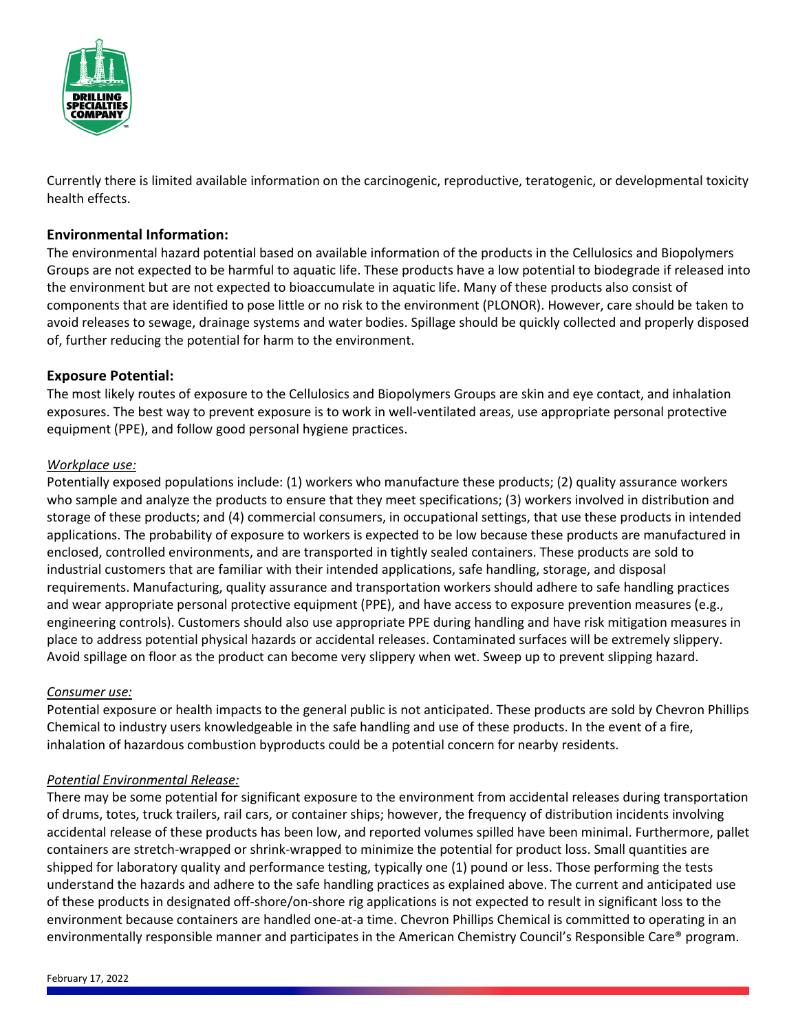Currently there is limited available information on the carcinogenic, reproductive, teratogenic, or developmental toxicity health effects.

### Environmental Information:

The environmental hazard potential based on available information of the products in the Cellulosics and Biopolymers Groups are not expected to be harmful to aquatic life. These products have a low potential to biodegrade if released into the environment but are not expected to bioaccumulate in aquatic life. Many of these products also consist of components that are identified to pose little or no risk to the environment (PLONOR). However, care should be taken to avoid releases to sewage, drainage systems and water bodies. Spillage should be quickly collected and properly disposed of, further reducing the potential for harm to the environment.

### Exposure Potential:

The most likely routes of exposure to the Cellulosics and Biopolymers Groups are skin and eye contact, and inhalation exposures. The best way to prevent exposure is to work in well-ventilated areas, use appropriate personal protective equipment (PPE), and follow good personal hygiene practices.

*Workplace use:*

Potentially exposed populations include: (1) workers who manufacture these products; (2) quality assurance workers who sample and analyze the products to ensure that they meet specifications; (3) workers involved in distribution and storage of these products; and (4) commercial consumers, in occupational settings, that use these products in intended applications. The probability of exposure to workers is expected to be low because these products are manufactured in enclosed, controlled environments, and are transported in tightly sealed containers. These products are sold to industrial customers that are familiar with their intended applications, safe handling, storage, and disposal requirements. Manufacturing, quality assurance and transportation workers should adhere to safe handling practices and wear appropriate personal protective equipment (PPE), and have access to exposure prevention measures (e.g., engineering controls). Customers should also use appropriate PPE during handling and have risk mitigation measures in place to address potential physical hazards or accidental releases. Contaminated surfaces will be extremely slippery. Avoid spillage on floor as the product can become very slippery when wet. Sweep up to prevent slipping hazard.

*Consumer use:*

Potential exposure or health impacts to the general public is not anticipated. These products are sold by Chevron Phillips Chemical to industry users knowledgeable in the safe handling and use of these products. In the event of a fire, inhalation of hazardous combustion byproducts could be a potential concern for nearby residents.

*Potential Environmental Release:*

There may be some potential for significant exposure to the environment from accidental releases during transportation of drums, totes, truck trailers, rail cars, or container ships; however, the frequency of distribution incidents involving accidental release of these products has been low, and reported volumes spilled have been minimal. Furthermore, pallet containers are stretch-wrapped or shrink-wrapped to minimize the potential for product loss. Small quantities are shipped for laboratory quality and performance testing, typically one (1) pound or less. Those performing the tests understand the hazards and adhere to the safe handling practices as explained above. The current and anticipated use of these products in designated off-shore/on-shore rig applications is not expected to result in significant loss to the environment because containers are handled one-at-a time. Chevron Phillips Chemical is committed to operating in an environmentally responsible manner and participates in the American Chemistry Council's Responsible Care® program.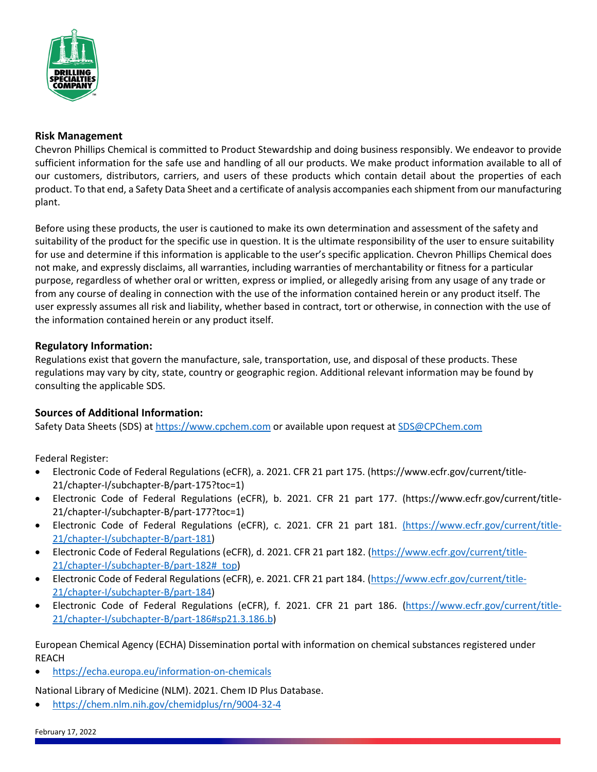### Risk Management

Chevron Phillips Chemical is committed to Product Stewardship and doing business responsibly. We endeavor to provide sufficient information for the safe use and handling of all our products. We make product information available to all of our customers, distributors, carriers, and users of these products which contain detail about the properties of each product. To that end, a Safety Data Sheet and a certificate of analysis accompanies each shipment from our manufacturing plant.

Before using these products, the user is cautioned to make its own determination and assessment of the safety and suitability of the product for the specific use in question. It is the ultimate responsibility of the user to ensure suitability for use and determine if this information is applicable to the user's specific application. Chevron Phillips Chemical does not make, and expressly disclaims, all warranties, including warranties of merchantability or fitness for a particular purpose, regardless of whether oral or written, express or implied, or allegedly arising from any usage of any trade or from any course of dealing in connection with the use of the information contained herein or any product itself. The user expressly assumes all risk and liability, whether based in contract, tort or otherwise, in connection with the use of the information contained herein or any product itself.

### Regulatory Information:

Regulations exist that govern the manufacture, sale, transportation, use, and disposal of these products. These regulations may vary by city, state, country or geographic region. Additional relevant information may be found by consulting the applicable SDS.

### Sources of Additional Information:

Safety Data Sheets (SDS) at https://www.cpchem.com or available upon request at SDS@CPChem.com

Federal Register:

- Electronic Code of Federal Regulations (eCFR), a. 2021. CFR 21 part 175. (https://www.ecfr.gov/current/title-21/chapter-I/subchapter-B/part-175?toc=1)
- Electronic Code of Federal Regulations (eCFR), b. 2021. CFR 21 part 177. (https://www.ecfr.gov/current/title-21/chapter-I/subchapter-B/part-177?toc=1)
- Electronic Code of Federal Regulations (eCFR), c. 2021. CFR 21 part 181. (https://www.ecfr.gov/current/title-21/chapter-I/subchapter-B/part-181)
- Electronic Code of Federal Regulations (eCFR), d. 2021. CFR 21 part 182. (https://www.ecfr.gov/current/title-21/chapter-I/subchapter-B/part-182#_top)
- Electronic Code of Federal Regulations (eCFR), e. 2021. CFR 21 part 184. (https://www.ecfr.gov/current/title-21/chapter-I/subchapter-B/part-184)
- Electronic Code of Federal Regulations (eCFR), f. 2021. CFR 21 part 186. (https://www.ecfr.gov/current/title-21/chapter-I/subchapter-B/part-186#sp21.3.186.b)

European Chemical Agency (ECHA) Dissemination portal with information on chemical substances registered under REACH

- https://echa.europa.eu/information-on-chemicals

National Library of Medicine (NLM). 2021. Chem ID Plus Database.

- https://chem.nlm.nih.gov/chemidplus/rn/9004-32-4

February 17, 2022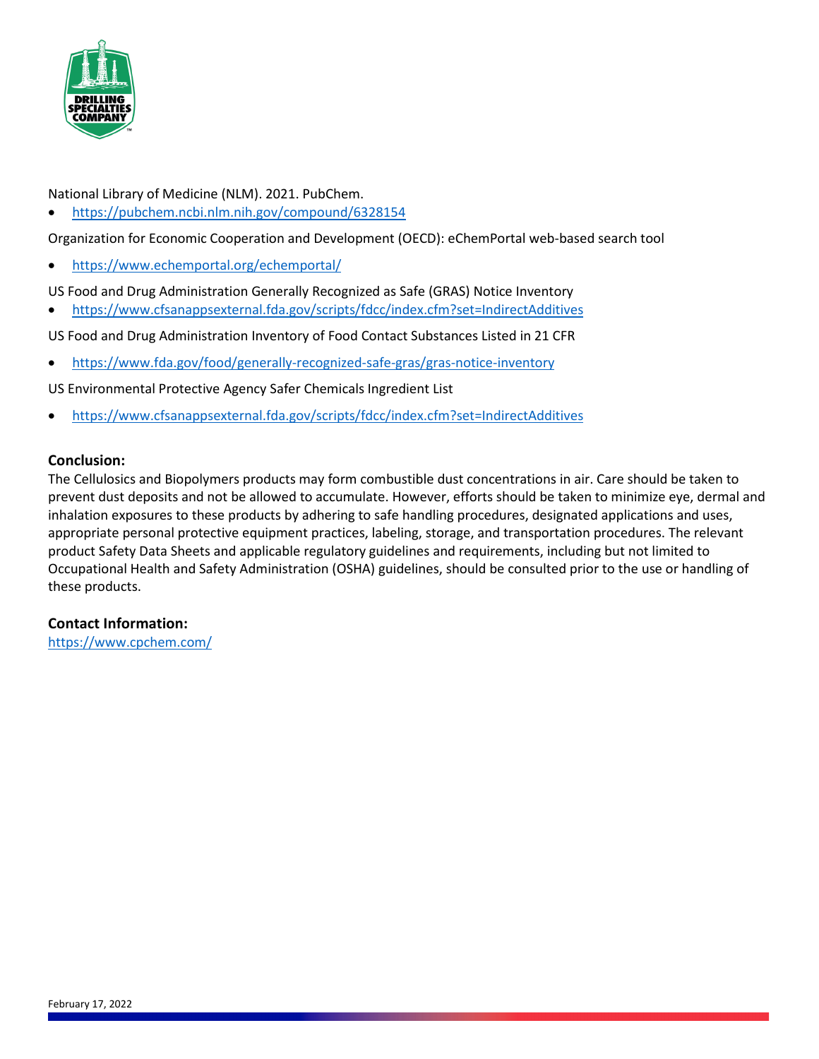National Library of Medicine (NLM). 2021. PubChem.

- https://pubchem.ncbi.nlm.nih.gov/compound/6328154

Organization for Economic Cooperation and Development (OECD): eChemPortal web-based search tool

- https://www.echemportal.org/echemportal/

US Food and Drug Administration Generally Recognized as Safe (GRAS) Notice Inventory

- https://www.cfsanappsexternal.fda.gov/scripts/fdcc/index.cfm?set=IndirectAdditives

US Food and Drug Administration Inventory of Food Contact Substances Listed in 21 CFR

- https://www.fda.gov/food/generally-recognized-safe-gras/gras-notice-inventory

US Environmental Protective Agency Safer Chemicals Ingredient List

- https://www.cfsanappsexternal.fda.gov/scripts/fdcc/index.cfm?set=IndirectAdditives

**Conclusion:**

The Cellulosics and Biopolymers products may form combustible dust concentrations in air. Care should be taken to prevent dust deposits and not be allowed to accumulate. However, efforts should be taken to minimize eye, dermal and inhalation exposures to these products by adhering to safe handling procedures, designated applications and uses, appropriate personal protective equipment practices, labeling, storage, and transportation procedures. The relevant product Safety Data Sheets and applicable regulatory guidelines and requirements, including but not limited to Occupational Health and Safety Administration (OSHA) guidelines, should be consulted prior to the use or handling of these products.

**Contact Information:**

https://www.cpchem.com/